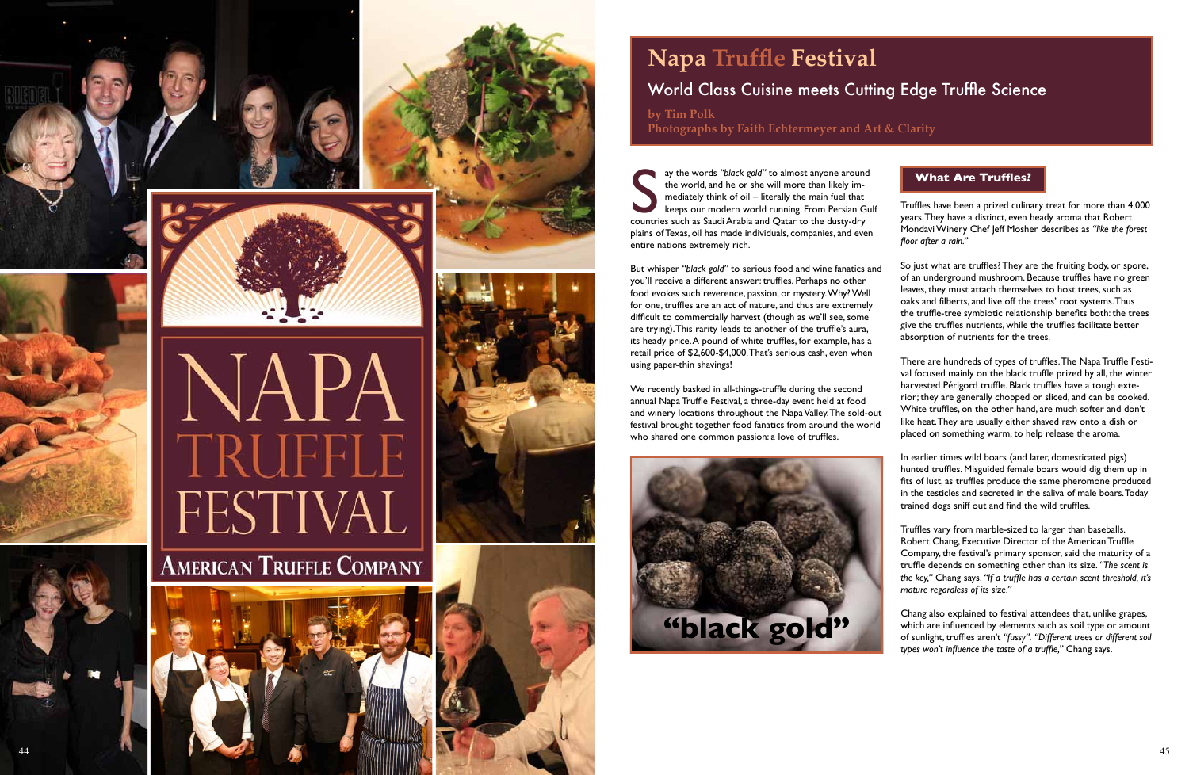# Napa Truffle Festival

## World Class Cuisine meets Cutting Edge Truffle Science

**by Tim Polk**
**Photographs by Faith Echtermeyer and Art & Clarity**

Say the words *"black gold"* to almost anyone around the world, and he or she will more than likely immediately think of oil – literally the main fuel that keeps our modern world running. From Persian Gulf countries such as Saudi Arabia and Qatar to the dusty-dry plains of Texas, oil has made individuals, companies, and even entire nations extremely rich.

But whisper *"black gold"* to serious food and wine fanatics and you'll receive a different answer: truffles. Perhaps no other food evokes such reverence, passion, or mystery. Why? Well for one, truffles are an act of nature, and thus are extremely difficult to commercially harvest (though as we'll see, some are trying). This rarity leads to another of the truffle's aura, its heady price. A pound of white truffles, for example, has a retail price of $2,600-$4,000. That's serious cash, even when using paper-thin shavings!

We recently basked in all-things-truffle during the second annual Napa Truffle Festival, a three-day event held at food and winery locations throughout the Napa Valley. The sold-out festival brought together food fanatics from around the world who shared one common passion: a love of truffles.

**"black gold"**

### What Are Truffles?

Truffles have been a prized culinary treat for more than 4,000 years. They have a distinct, even heady aroma that Robert Mondavi Winery Chef Jeff Mosher describes as *"like the forest floor after a rain."*

So just what are truffles? They are the fruiting body, or spore, of an underground mushroom. Because truffles have no green leaves, they must attach themselves to host trees, such as oaks and filberts, and live off the trees' root systems. Thus the truffle-tree symbiotic relationship benefits both: the trees give the truffles nutrients, while the truffles facilitate better absorption of nutrients for the trees.

There are hundreds of types of truffles. The Napa Truffle Festival focused mainly on the black truffle prized by all, the winter harvested Périgord truffle. Black truffles have a tough exterior; they are generally chopped or sliced, and can be cooked. White truffles, on the other hand, are much softer and don't like heat. They are usually either shaved raw onto a dish or placed on something warm, to help release the aroma.

In earlier times wild boars (and later, domesticated pigs) hunted truffles. Misguided female boars would dig them up in fits of lust, as truffles produce the same pheromone produced in the testicles and secreted in the saliva of male boars. Today trained dogs sniff out and find the wild truffles.

Truffles vary from marble-sized to larger than baseballs. Robert Chang, Executive Director of the American Truffle Company, the festival's primary sponsor, said the maturity of a truffle depends on something other than its size. *"The scent is the key,"* Chang says. *"If a truffle has a certain scent threshold, it's mature regardless of its size."*

Chang also explained to festival attendees that, unlike grapes, which are influenced by elements such as soil type or amount of sunlight, truffles aren't *"fussy"*. *"Different trees or different soil types won't influence the taste of a truffle,"* Chang says.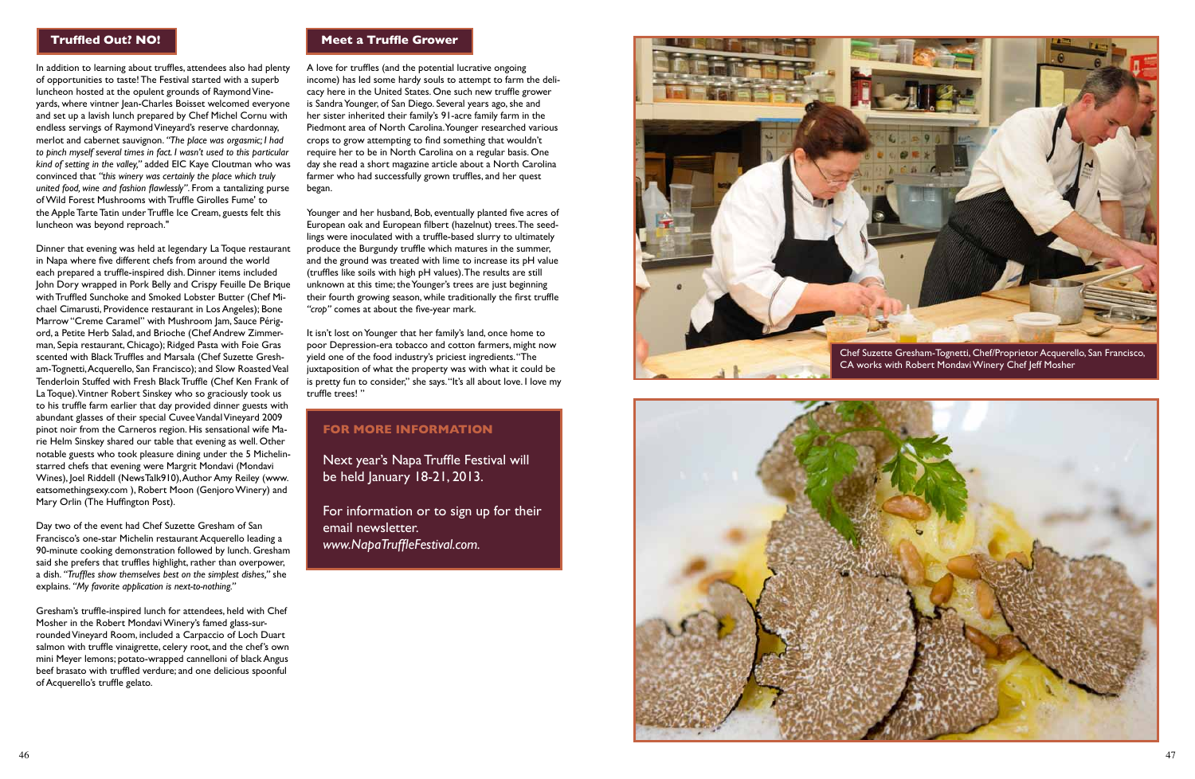## Truffled Out? NO!

In addition to learning about truffles, attendees also had plenty of opportunities to taste! The Festival started with a superb luncheon hosted at the opulent grounds of Raymond Vineyards, where vintner Jean-Charles Boisset welcomed everyone and set up a lavish lunch prepared by Chef Michel Cornu with endless servings of Raymond Vineyard's reserve chardonnay, merlot and cabernet sauvignon. *"The place was orgasmic; I had to pinch myself several times in fact. I wasn't used to this particular kind of setting in the valley,"* added EIC Kaye Cloutman who was convinced that *"this winery was certainly the place which truly united food, wine and fashion flawlessly"*. From a tantalizing purse of Wild Forest Mushrooms with Truffle Girolles Fume' to the Apple Tarte Tatin under Truffle Ice Cream, guests felt this luncheon was beyond reproach."

Dinner that evening was held at legendary La Toque restaurant in Napa where five different chefs from around the world each prepared a truffle-inspired dish. Dinner items included John Dory wrapped in Pork Belly and Crispy Feuille De Brique with Truffled Sunchoke and Smoked Lobster Butter (Chef Michael Cimarusti, Providence restaurant in Los Angeles); Bone Marrow "Creme Caramel" with Mushroom Jam, Sauce Périgord, a Petite Herb Salad, and Brioche (Chef Andrew Zimmerman, Sepia restaurant, Chicago); Ridged Pasta with Foie Gras scented with Black Truffles and Marsala (Chef Suzette Gresham-Tognetti, Acquerello, San Francisco); and Slow Roasted Veal Tenderloin Stuffed with Fresh Black Truffle (Chef Ken Frank of La Toque). Vintner Robert Sinskey who so graciously took us to his truffle farm earlier that day provided dinner guests with abundant glasses of their special Cuvee Vandal Vineyard 2009 pinot noir from the Carneros region. His sensational wife Marie Helm Sinskey shared our table that evening as well. Other notable guests who took pleasure dining under the 5 Michelin-starred chefs that evening were Margrit Mondavi (Mondavi Wines), Joel Riddell (NewsTalk910), Author Amy Reiley (www.eatsomethingsexy.com ), Robert Moon (Genjoro Winery) and Mary Orlin (The Huffington Post).

Day two of the event had Chef Suzette Gresham of San Francisco's one-star Michelin restaurant Acquerello leading a 90-minute cooking demonstration followed by lunch. Gresham said she prefers that truffles highlight, rather than overpower, a dish. *"Truffles show themselves best on the simplest dishes,"* she explains. *"My favorite application is next-to-nothing."*

Gresham's truffle-inspired lunch for attendees, held with Chef Mosher in the Robert Mondavi Winery's famed glass-surrounded Vineyard Room, included a Carpaccio of Loch Duart salmon with truffle vinaigrette, celery root, and the chef's own mini Meyer lemons; potato-wrapped cannelloni of black Angus beef brasato with truffled verdure; and one delicious spoonful of Acquerello's truffle gelato.

## Meet a Truffle Grower

A love for truffles (and the potential lucrative ongoing income) has led some hardy souls to attempt to farm the delicacy here in the United States. One such new truffle grower is Sandra Younger, of San Diego. Several years ago, she and her sister inherited their family's 91-acre family farm in the Piedmont area of North Carolina. Younger researched various crops to grow attempting to find something that wouldn't require her to be in North Carolina on a regular basis. One day she read a short magazine article about a North Carolina farmer who had successfully grown truffles, and her quest began.

Younger and her husband, Bob, eventually planted five acres of European oak and European filbert (hazelnut) trees. The seedlings were inoculated with a truffle-based slurry to ultimately produce the Burgundy truffle which matures in the summer, and the ground was treated with lime to increase its pH value (truffles like soils with high pH values). The results are still unknown at this time; the Younger's trees are just beginning their fourth growing season, while traditionally the first truffle *"crop"* comes at about the five-year mark.

It isn't lost on Younger that her family's land, once home to poor Depression-era tobacco and cotton farmers, might now yield one of the food industry's priciest ingredients. "The juxtaposition of what the property was with what it could be is pretty fun to consider," she says. "It's all about love. I love my truffle trees! "

### FOR MORE INFORMATION

Next year's Napa Truffle Festival will be held January 18-21, 2013.

For information or to sign up for their email newsletter. *www.NapaTruffleFestival.com.*

Chef Suzette Gresham-Tognetti, Chef/Proprietor Acquerello, San Francisco, CA works with Robert Mondavi Winery Chef Jeff Mosher